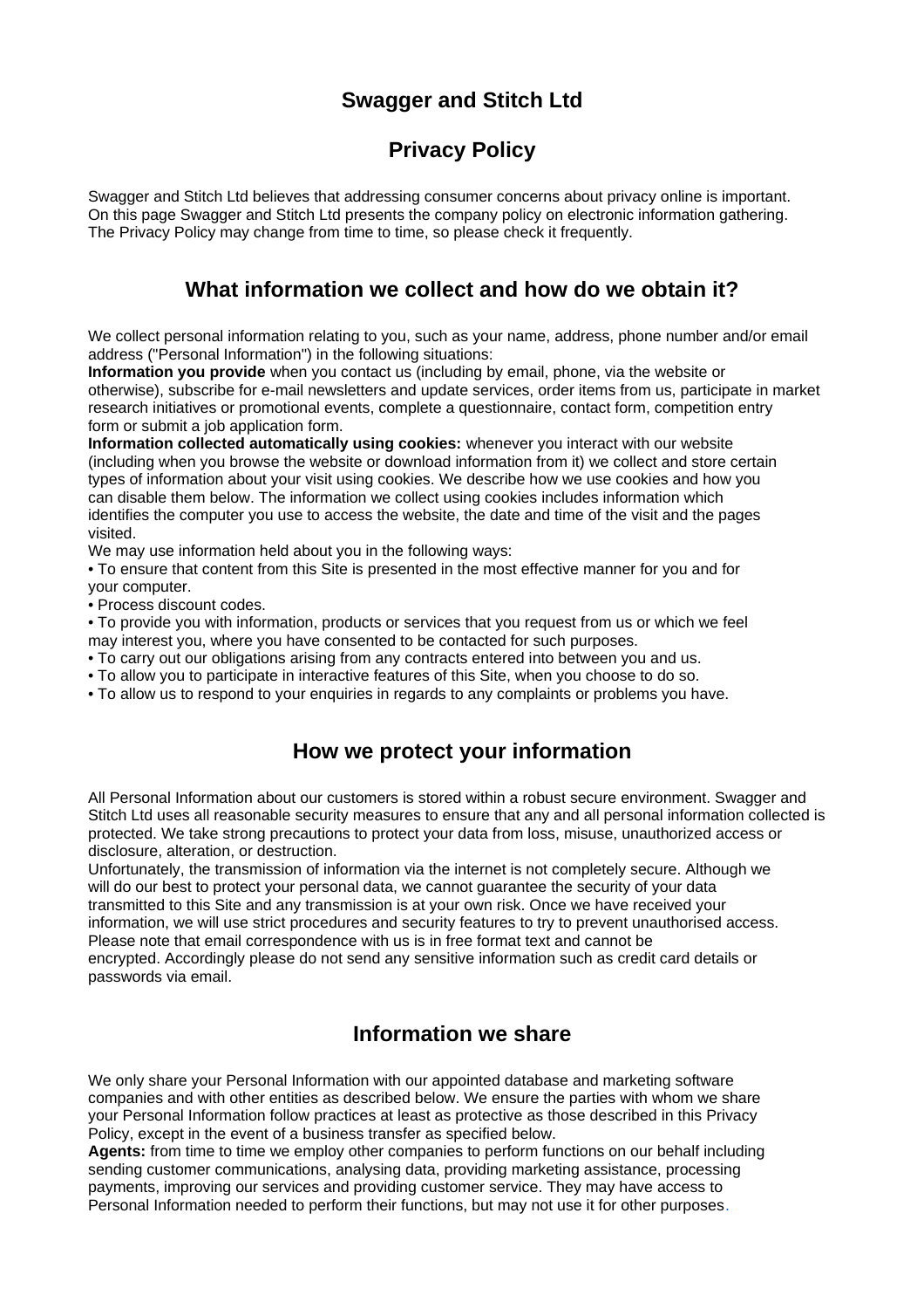# Swagger and Stitch Ltd

# Privacy Policy

Swagger and Stitch Ltd believes that addressing consumer concerns about privacy online is important. On this page Swagger and Stitch Ltd presents the company policy on electronic information gathering. The Privacy Policy may change from time to time, so please check it frequently.

## What information we collect and how do we obtain it?

We collect personal information relating to you, such as your name, address, phone number and/or email address ("Personal Information") in the following situations:

**Information you provide** when you contact us (including by email, phone, via the website or otherwise), subscribe for e-mail newsletters and update services, order items from us, participate in market research initiatives or promotional events, complete a questionnaire, contact form, competition entry form or submit a job application form.

**Information collected automatically using cookies:** whenever you interact with our website (including when you browse the website or download information from it) we collect and store certain types of information about your visit using cookies. We describe how we use cookies and how you can disable them below. The information we collect using cookies includes information which identifies the computer you use to access the website, the date and time of the visit and the pages visited.

We may use information held about you in the following ways:

- To ensure that content from this Site is presented in the most effective manner for you and for your computer.
- Process discount codes.
- To provide you with information, products or services that you request from us or which we feel may interest you, where you have consented to be contacted for such purposes.
- To carry out our obligations arising from any contracts entered into between you and us.
- To allow you to participate in interactive features of this Site, when you choose to do so.
- To allow us to respond to your enquiries in regards to any complaints or problems you have.

## How we protect your information

All Personal Information about our customers is stored within a robust secure environment. Swagger and Stitch Ltd uses all reasonable security measures to ensure that any and all personal information collected is protected. We take strong precautions to protect your data from loss, misuse, unauthorized access or disclosure, alteration, or destruction.

Unfortunately, the transmission of information via the internet is not completely secure. Although we will do our best to protect your personal data, we cannot guarantee the security of your data transmitted to this Site and any transmission is at your own risk. Once we have received your information, we will use strict procedures and security features to try to prevent unauthorised access. Please note that email correspondence with us is in free format text and cannot be encrypted. Accordingly please do not send any sensitive information such as credit card details or passwords via email.

## Information we share

We only share your Personal Information with our appointed database and marketing software companies and with other entities as described below. We ensure the parties with whom we share your Personal Information follow practices at least as protective as those described in this Privacy Policy, except in the event of a business transfer as specified below.

**Agents:** from time to time we employ other companies to perform functions on our behalf including sending customer communications, analysing data, providing marketing assistance, processing payments, improving our services and providing customer service. They may have access to Personal Information needed to perform their functions, but may not use it for other purposes.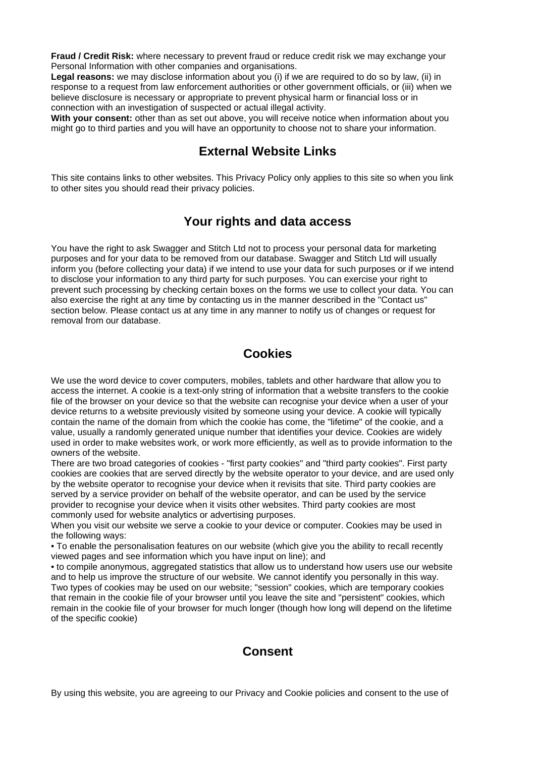**Fraud / Credit Risk:** where necessary to prevent fraud or reduce credit risk we may exchange your Personal Information with other companies and organisations.
**Legal reasons:** we may disclose information about you (i) if we are required to do so by law, (ii) in response to a request from law enforcement authorities or other government officials, or (iii) when we believe disclosure is necessary or appropriate to prevent physical harm or financial loss or in connection with an investigation of suspected or actual illegal activity.
**With your consent:** other than as set out above, you will receive notice when information about you might go to third parties and you will have an opportunity to choose not to share your information.

## External Website Links

This site contains links to other websites. This Privacy Policy only applies to this site so when you link to other sites you should read their privacy policies.

## Your rights and data access

You have the right to ask Swagger and Stitch Ltd not to process your personal data for marketing purposes and for your data to be removed from our database. Swagger and Stitch Ltd will usually inform you (before collecting your data) if we intend to use your data for such purposes or if we intend to disclose your information to any third party for such purposes. You can exercise your right to prevent such processing by checking certain boxes on the forms we use to collect your data. You can also exercise the right at any time by contacting us in the manner described in the "Contact us" section below. Please contact us at any time in any manner to notify us of changes or request for removal from our database.

## Cookies

We use the word device to cover computers, mobiles, tablets and other hardware that allow you to access the internet. A cookie is a text-only string of information that a website transfers to the cookie file of the browser on your device so that the website can recognise your device when a user of your device returns to a website previously visited by someone using your device. A cookie will typically contain the name of the domain from which the cookie has come, the "lifetime" of the cookie, and a value, usually a randomly generated unique number that identifies your device. Cookies are widely used in order to make websites work, or work more efficiently, as well as to provide information to the owners of the website.
There are two broad categories of cookies - "first party cookies" and "third party cookies". First party cookies are cookies that are served directly by the website operator to your device, and are used only by the website operator to recognise your device when it revisits that site. Third party cookies are served by a service provider on behalf of the website operator, and can be used by the service provider to recognise your device when it visits other websites. Third party cookies are most commonly used for website analytics or advertising purposes.
When you visit our website we serve a cookie to your device or computer. Cookies may be used in the following ways:
• To enable the personalisation features on our website (which give you the ability to recall recently viewed pages and see information which you have input on line); and
• to compile anonymous, aggregated statistics that allow us to understand how users use our website and to help us improve the structure of our website. We cannot identify you personally in this way.
Two types of cookies may be used on our website; "session" cookies, which are temporary cookies that remain in the cookie file of your browser until you leave the site and "persistent" cookies, which remain in the cookie file of your browser for much longer (though how long will depend on the lifetime of the specific cookie)

## Consent

By using this website, you are agreeing to our Privacy and Cookie policies and consent to the use of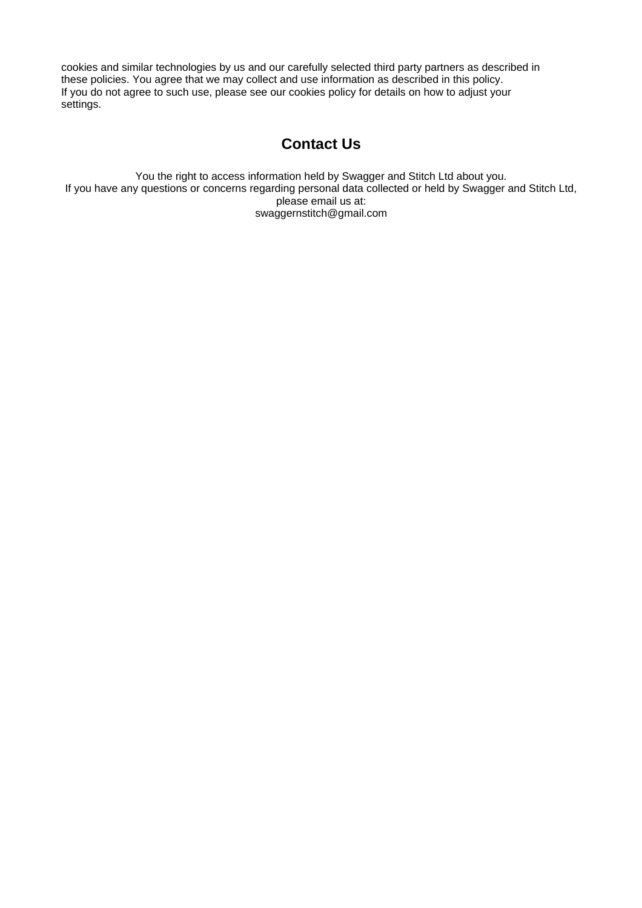cookies and similar technologies by us and our carefully selected third party partners as described in these policies. You agree that we may collect and use information as described in this policy. If you do not agree to such use, please see our cookies policy for details on how to adjust your settings.

## Contact Us

You the right to access information held by Swagger and Stitch Ltd about you.
If you have any questions or concerns regarding personal data collected or held by Swagger and Stitch Ltd, please email us at:
swaggernstitch@gmail.com